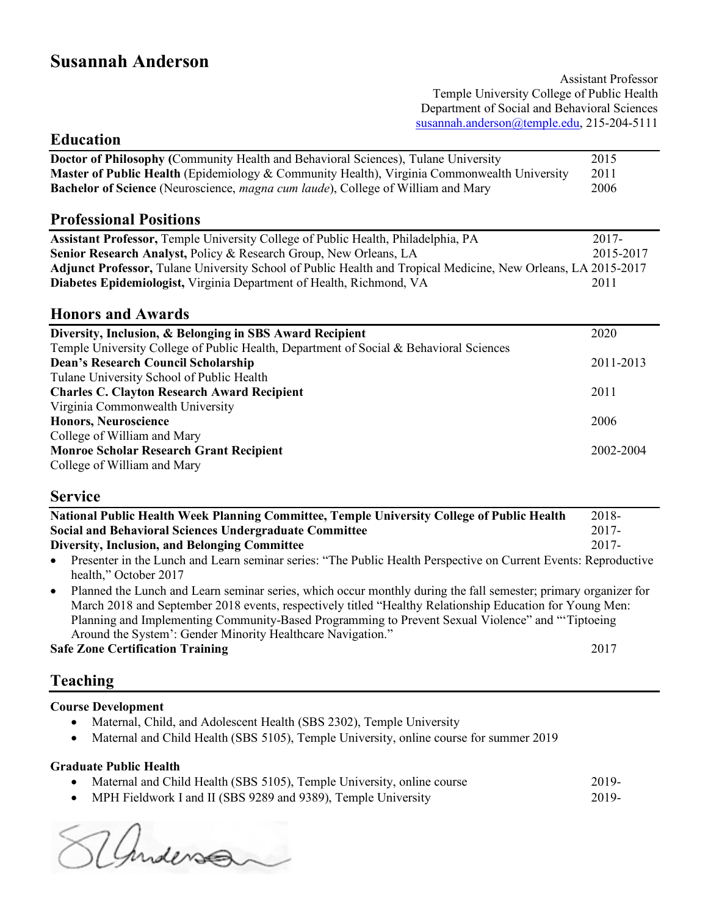# Susannah Anderson

Assistant Professor
Temple University College of Public Health
Department of Social and Behavioral Sciences
susannah.anderson@temple.edu, 215-204-5111

## Education

**Doctor of Philosophy (**Community Health and Behavioral Sciences), Tulane University 2015
**Master of Public Health** (Epidemiology & Community Health), Virginia Commonwealth University 2011
**Bachelor of Science** (Neuroscience, *magna cum laude*), College of William and Mary 2006

## Professional Positions

**Assistant Professor,** Temple University College of Public Health, Philadelphia, PA 2017-
**Senior Research Analyst,** Policy & Research Group, New Orleans, LA 2015-2017
**Adjunct Professor,** Tulane University School of Public Health and Tropical Medicine, New Orleans, LA 2015-2017
**Diabetes Epidemiologist,** Virginia Department of Health, Richmond, VA 2011

## Honors and Awards

**Diversity, Inclusion, & Belonging in SBS Award Recipient** 2020
Temple University College of Public Health, Department of Social & Behavioral Sciences
**Dean's Research Council Scholarship** 2011-2013
Tulane University School of Public Health
**Charles C. Clayton Research Award Recipient** 2011
Virginia Commonwealth University
**Honors, Neuroscience** 2006
College of William and Mary
**Monroe Scholar Research Grant Recipient** 2002-2004
College of William and Mary

## Service

**National Public Health Week Planning Committee, Temple University College of Public Health** 2018-
**Social and Behavioral Sciences Undergraduate Committee** 2017-
**Diversity, Inclusion, and Belonging Committee** 2017-

- Presenter in the Lunch and Learn seminar series: "The Public Health Perspective on Current Events: Reproductive health," October 2017
- Planned the Lunch and Learn seminar series, which occur monthly during the fall semester; primary organizer for March 2018 and September 2018 events, respectively titled "Healthy Relationship Education for Young Men: Planning and Implementing Community-Based Programming to Prevent Sexual Violence" and "'Tiptoeing Around the System': Gender Minority Healthcare Navigation."

**Safe Zone Certification Training** 2017

## Teaching

### Course Development

- Maternal, Child, and Adolescent Health (SBS 2302), Temple University
- Maternal and Child Health (SBS 5105), Temple University, online course for summer 2019

### Graduate Public Health

- Maternal and Child Health (SBS 5105), Temple University, online course 2019-
- MPH Fieldwork I and II (SBS 9289 and 9389), Temple University 2019-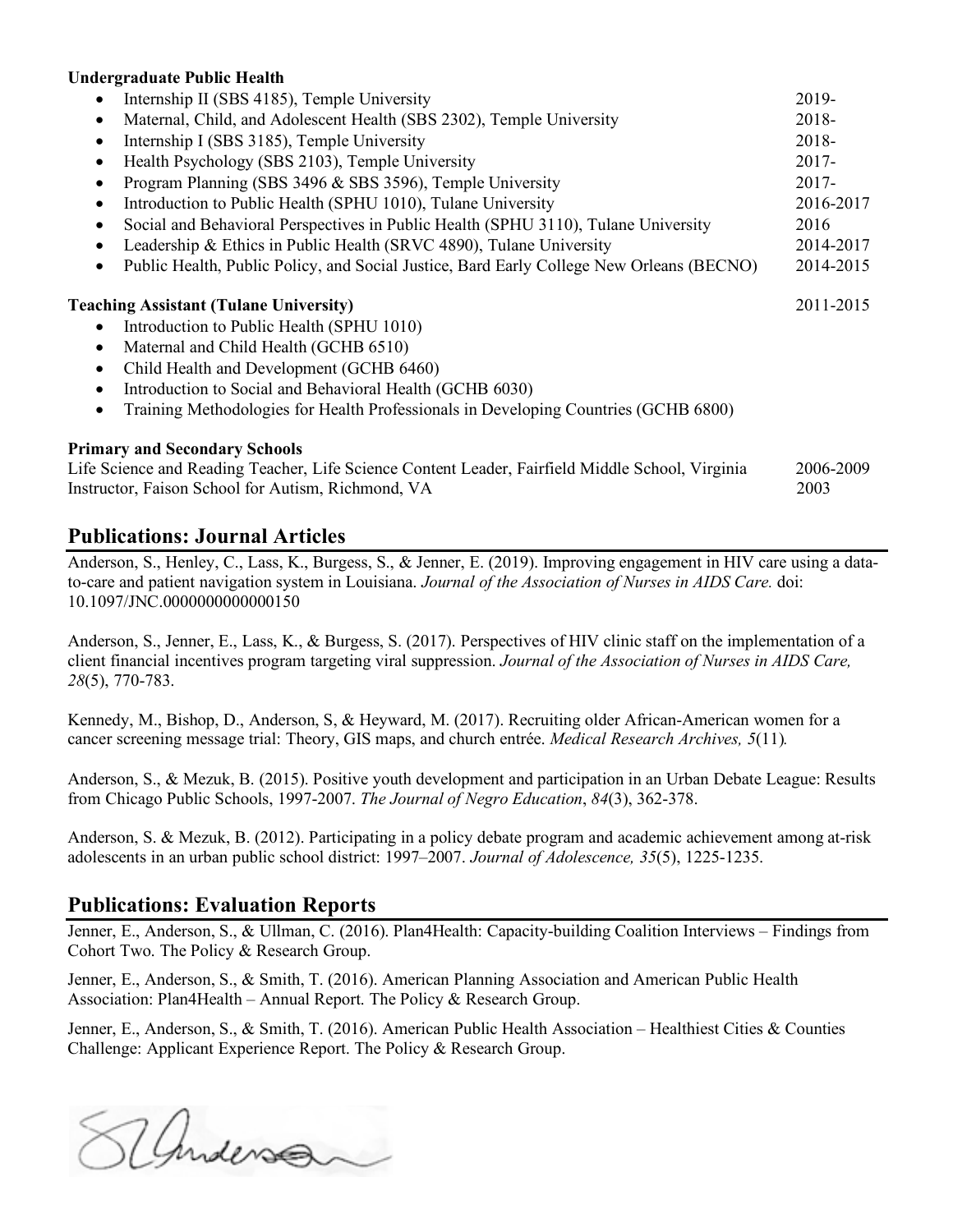**Undergraduate Public Health**

- Internship II (SBS 4185), Temple University 2019-
- Maternal, Child, and Adolescent Health (SBS 2302), Temple University 2018-
- Internship I (SBS 3185), Temple University 2018-
- Health Psychology (SBS 2103), Temple University 2017-
- Program Planning (SBS 3496 & SBS 3596), Temple University 2017-
- Introduction to Public Health (SPHU 1010), Tulane University 2016-2017
- Social and Behavioral Perspectives in Public Health (SPHU 3110), Tulane University 2016
- Leadership & Ethics in Public Health (SRVC 4890), Tulane University 2014-2017
- Public Health, Public Policy, and Social Justice, Bard Early College New Orleans (BECNO) 2014-2015

**Teaching Assistant (Tulane University)** 2011-2015

- Introduction to Public Health (SPHU 1010)
- Maternal and Child Health (GCHB 6510)
- Child Health and Development (GCHB 6460)
- Introduction to Social and Behavioral Health (GCHB 6030)
- Training Methodologies for Health Professionals in Developing Countries (GCHB 6800)

**Primary and Secondary Schools**

Life Science and Reading Teacher, Life Science Content Leader, Fairfield Middle School, Virginia 2006-2009
Instructor, Faison School for Autism, Richmond, VA 2003

## Publications: Journal Articles

Anderson, S., Henley, C., Lass, K., Burgess, S., & Jenner, E. (2019). Improving engagement in HIV care using a data-to-care and patient navigation system in Louisiana. *Journal of the Association of Nurses in AIDS Care.* doi: 10.1097/JNC.0000000000000150

Anderson, S., Jenner, E., Lass, K., & Burgess, S. (2017). Perspectives of HIV clinic staff on the implementation of a client financial incentives program targeting viral suppression. *Journal of the Association of Nurses in AIDS Care, 28*(5), 770-783.

Kennedy, M., Bishop, D., Anderson, S, & Heyward, M. (2017). Recruiting older African-American women for a cancer screening message trial: Theory, GIS maps, and church entrée. *Medical Research Archives, 5*(11)*.*

Anderson, S., & Mezuk, B. (2015). Positive youth development and participation in an Urban Debate League: Results from Chicago Public Schools, 1997-2007. *The Journal of Negro Education*, *84*(3), 362-378.

Anderson, S. & Mezuk, B. (2012). Participating in a policy debate program and academic achievement among at-risk adolescents in an urban public school district: 1997–2007. *Journal of Adolescence, 35*(5), 1225-1235.

## Publications: Evaluation Reports

Jenner, E., Anderson, S., & Ullman, C. (2016). Plan4Health: Capacity-building Coalition Interviews – Findings from Cohort Two. The Policy & Research Group.

Jenner, E., Anderson, S., & Smith, T. (2016). American Planning Association and American Public Health Association: Plan4Health – Annual Report. The Policy & Research Group.

Jenner, E., Anderson, S., & Smith, T. (2016). American Public Health Association – Healthiest Cities & Counties Challenge: Applicant Experience Report. The Policy & Research Group.

SL Anderson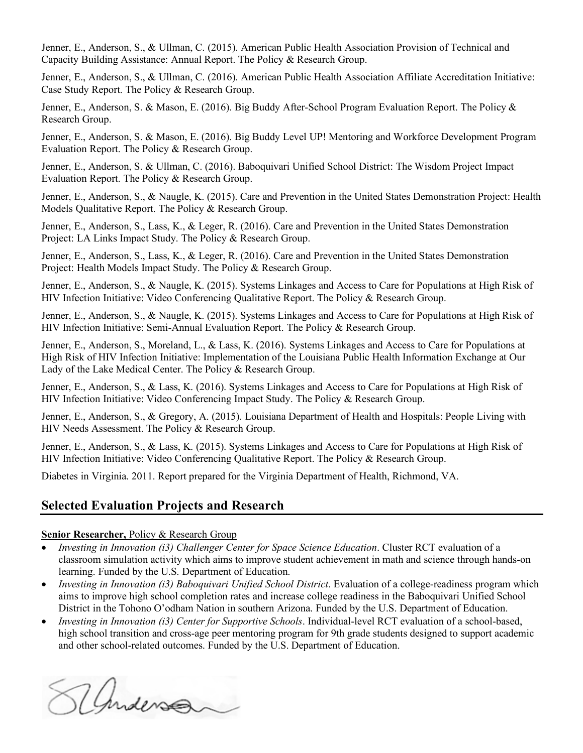Jenner, E., Anderson, S., & Ullman, C. (2015). American Public Health Association Provision of Technical and Capacity Building Assistance: Annual Report. The Policy & Research Group.

Jenner, E., Anderson, S., & Ullman, C. (2016). American Public Health Association Affiliate Accreditation Initiative: Case Study Report. The Policy & Research Group.

Jenner, E., Anderson, S. & Mason, E. (2016). Big Buddy After-School Program Evaluation Report. The Policy & Research Group.

Jenner, E., Anderson, S. & Mason, E. (2016). Big Buddy Level UP! Mentoring and Workforce Development Program Evaluation Report. The Policy & Research Group.

Jenner, E., Anderson, S. & Ullman, C. (2016). Baboquivari Unified School District: The Wisdom Project Impact Evaluation Report. The Policy & Research Group.

Jenner, E., Anderson, S., & Naugle, K. (2015). Care and Prevention in the United States Demonstration Project: Health Models Qualitative Report. The Policy & Research Group.

Jenner, E., Anderson, S., Lass, K., & Leger, R. (2016). Care and Prevention in the United States Demonstration Project: LA Links Impact Study. The Policy & Research Group.

Jenner, E., Anderson, S., Lass, K., & Leger, R. (2016). Care and Prevention in the United States Demonstration Project: Health Models Impact Study. The Policy & Research Group.

Jenner, E., Anderson, S., & Naugle, K. (2015). Systems Linkages and Access to Care for Populations at High Risk of HIV Infection Initiative: Video Conferencing Qualitative Report. The Policy & Research Group.

Jenner, E., Anderson, S., & Naugle, K. (2015). Systems Linkages and Access to Care for Populations at High Risk of HIV Infection Initiative: Semi-Annual Evaluation Report. The Policy & Research Group.

Jenner, E., Anderson, S., Moreland, L., & Lass, K. (2016). Systems Linkages and Access to Care for Populations at High Risk of HIV Infection Initiative: Implementation of the Louisiana Public Health Information Exchange at Our Lady of the Lake Medical Center. The Policy & Research Group.

Jenner, E., Anderson, S., & Lass, K. (2016). Systems Linkages and Access to Care for Populations at High Risk of HIV Infection Initiative: Video Conferencing Impact Study. The Policy & Research Group.

Jenner, E., Anderson, S., & Gregory, A. (2015). Louisiana Department of Health and Hospitals: People Living with HIV Needs Assessment. The Policy & Research Group.

Jenner, E., Anderson, S., & Lass, K. (2015). Systems Linkages and Access to Care for Populations at High Risk of HIV Infection Initiative: Video Conferencing Qualitative Report. The Policy & Research Group.

Diabetes in Virginia. 2011. Report prepared for the Virginia Department of Health, Richmond, VA.

## Selected Evaluation Projects and Research

**Senior Researcher,** Policy & Research Group

- *Investing in Innovation (i3) Challenger Center for Space Science Education*. Cluster RCT evaluation of a classroom simulation activity which aims to improve student achievement in math and science through hands-on learning. Funded by the U.S. Department of Education.
- *Investing in Innovation (i3) Baboquivari Unified School District*. Evaluation of a college-readiness program which aims to improve high school completion rates and increase college readiness in the Baboquivari Unified School District in the Tohono O'odham Nation in southern Arizona. Funded by the U.S. Department of Education.
- *Investing in Innovation (i3) Center for Supportive Schools*. Individual-level RCT evaluation of a school-based, high school transition and cross-age peer mentoring program for 9th grade students designed to support academic and other school-related outcomes. Funded by the U.S. Department of Education.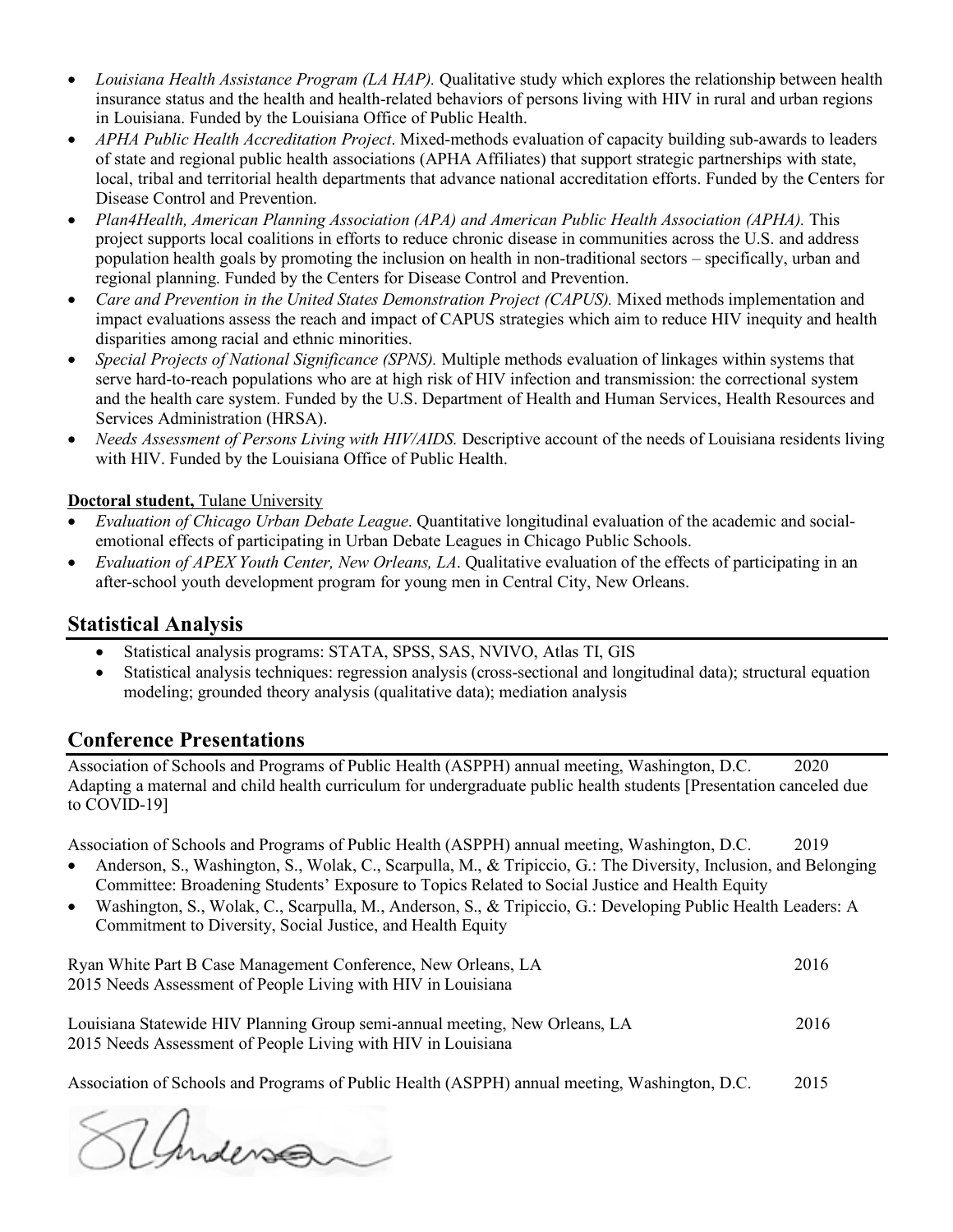- *Louisiana Health Assistance Program (LA HAP).* Qualitative study which explores the relationship between health insurance status and the health and health-related behaviors of persons living with HIV in rural and urban regions in Louisiana. Funded by the Louisiana Office of Public Health.
- *APHA Public Health Accreditation Project*. Mixed-methods evaluation of capacity building sub-awards to leaders of state and regional public health associations (APHA Affiliates) that support strategic partnerships with state, local, tribal and territorial health departments that advance national accreditation efforts. Funded by the Centers for Disease Control and Prevention.
- *Plan4Health, American Planning Association (APA) and American Public Health Association (APHA).* This project supports local coalitions in efforts to reduce chronic disease in communities across the U.S. and address population health goals by promoting the inclusion on health in non-traditional sectors – specifically, urban and regional planning. Funded by the Centers for Disease Control and Prevention.
- *Care and Prevention in the United States Demonstration Project (CAPUS).* Mixed methods implementation and impact evaluations assess the reach and impact of CAPUS strategies which aim to reduce HIV inequity and health disparities among racial and ethnic minorities.
- *Special Projects of National Significance (SPNS).* Multiple methods evaluation of linkages within systems that serve hard-to-reach populations who are at high risk of HIV infection and transmission: the correctional system and the health care system. Funded by the U.S. Department of Health and Human Services, Health Resources and Services Administration (HRSA).
- *Needs Assessment of Persons Living with HIV/AIDS.* Descriptive account of the needs of Louisiana residents living with HIV. Funded by the Louisiana Office of Public Health.

**Doctoral student,** Tulane University

- *Evaluation of Chicago Urban Debate League*. Quantitative longitudinal evaluation of the academic and social-emotional effects of participating in Urban Debate Leagues in Chicago Public Schools.
- *Evaluation of APEX Youth Center, New Orleans, LA*. Qualitative evaluation of the effects of participating in an after-school youth development program for young men in Central City, New Orleans.

## Statistical Analysis

- Statistical analysis programs: STATA, SPSS, SAS, NVIVO, Atlas TI, GIS
- Statistical analysis techniques: regression analysis (cross-sectional and longitudinal data); structural equation modeling; grounded theory analysis (qualitative data); mediation analysis

## Conference Presentations

Association of Schools and Programs of Public Health (ASPPH) annual meeting, Washington, D.C. 2020
Adapting a maternal and child health curriculum for undergraduate public health students [Presentation canceled due to COVID-19]

Association of Schools and Programs of Public Health (ASPPH) annual meeting, Washington, D.C. 2019

- Anderson, S., Washington, S., Wolak, C., Scarpulla, M., & Tripiccio, G.: The Diversity, Inclusion, and Belonging Committee: Broadening Students' Exposure to Topics Related to Social Justice and Health Equity
- Washington, S., Wolak, C., Scarpulla, M., Anderson, S., & Tripiccio, G.: Developing Public Health Leaders: A Commitment to Diversity, Social Justice, and Health Equity

Ryan White Part B Case Management Conference, New Orleans, LA 2016
2015 Needs Assessment of People Living with HIV in Louisiana

Louisiana Statewide HIV Planning Group semi-annual meeting, New Orleans, LA 2016
2015 Needs Assessment of People Living with HIV in Louisiana

Association of Schools and Programs of Public Health (ASPPH) annual meeting, Washington, D.C. 2015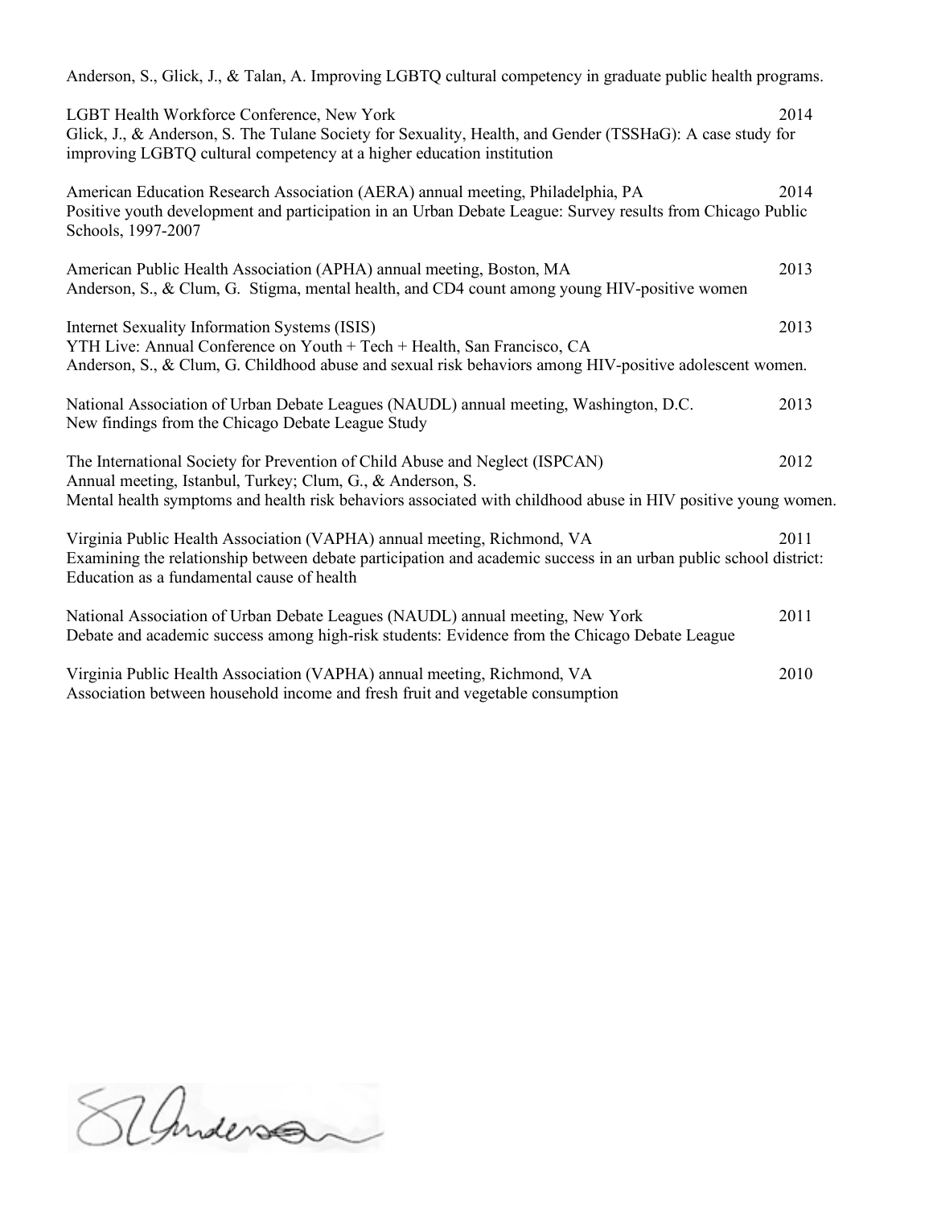Anderson, S., Glick, J., & Talan, A. Improving LGBTQ cultural competency in graduate public health programs.

LGBT Health Workforce Conference, New York 2014
Glick, J., & Anderson, S. The Tulane Society for Sexuality, Health, and Gender (TSSHaG): A case study for improving LGBTQ cultural competency at a higher education institution

American Education Research Association (AERA) annual meeting, Philadelphia, PA 2014
Positive youth development and participation in an Urban Debate League: Survey results from Chicago Public Schools, 1997-2007

American Public Health Association (APHA) annual meeting, Boston, MA 2013
Anderson, S., & Clum, G. Stigma, mental health, and CD4 count among young HIV-positive women

Internet Sexuality Information Systems (ISIS) 2013
YTH Live: Annual Conference on Youth + Tech + Health, San Francisco, CA
Anderson, S., & Clum, G. Childhood abuse and sexual risk behaviors among HIV-positive adolescent women.

National Association of Urban Debate Leagues (NAUDL) annual meeting, Washington, D.C. 2013
New findings from the Chicago Debate League Study

The International Society for Prevention of Child Abuse and Neglect (ISPCAN) 2012
Annual meeting, Istanbul, Turkey; Clum, G., & Anderson, S.
Mental health symptoms and health risk behaviors associated with childhood abuse in HIV positive young women.

Virginia Public Health Association (VAPHA) annual meeting, Richmond, VA 2011
Examining the relationship between debate participation and academic success in an urban public school district: Education as a fundamental cause of health

National Association of Urban Debate Leagues (NAUDL) annual meeting, New York 2011
Debate and academic success among high-risk students: Evidence from the Chicago Debate League

Virginia Public Health Association (VAPHA) annual meeting, Richmond, VA 2010
Association between household income and fresh fruit and vegetable consumption

S. Anderson